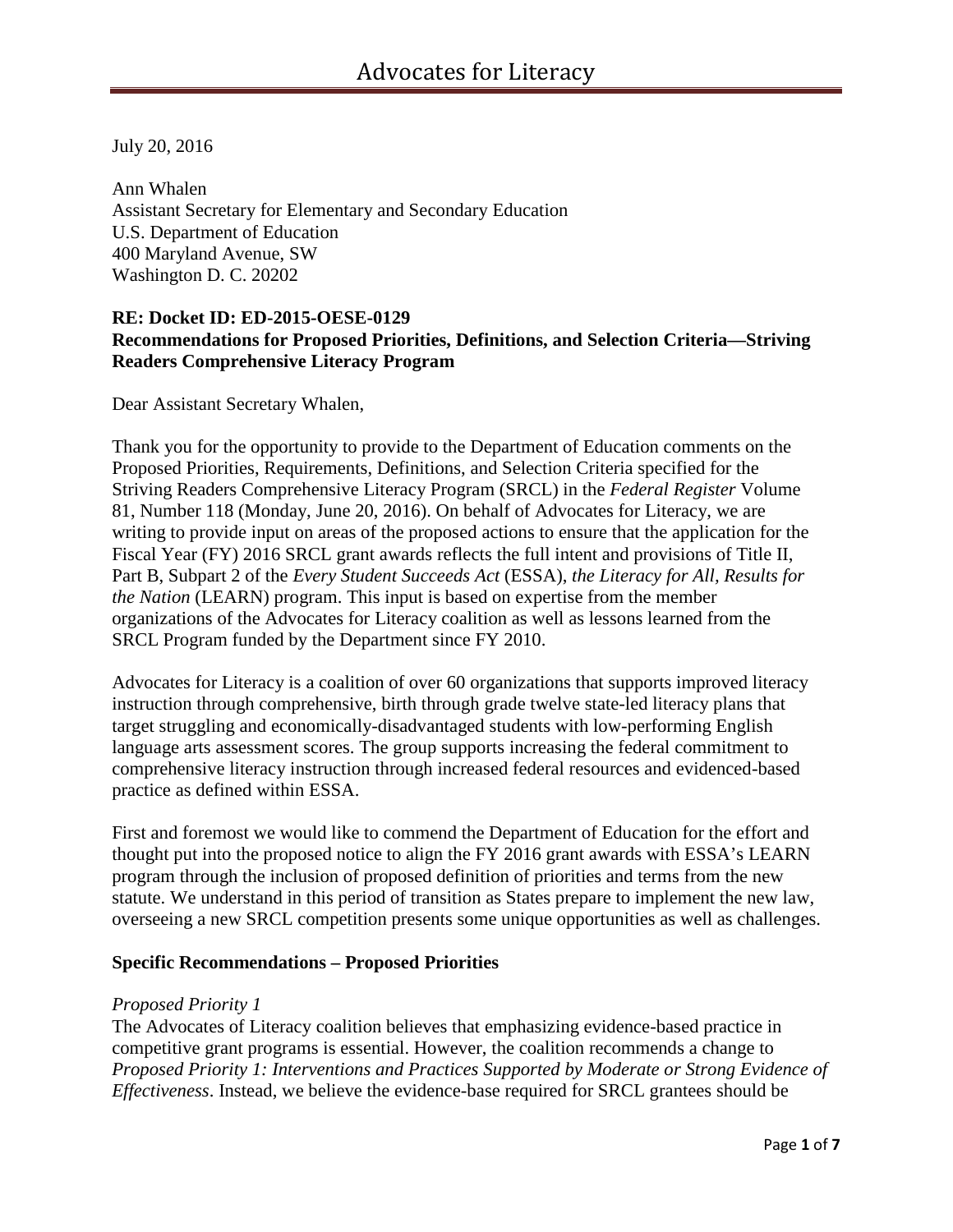# Advocates for Literacy

July 20, 2016

Ann Whalen
Assistant Secretary for Elementary and Secondary Education
U.S. Department of Education
400 Maryland Avenue, SW
Washington D. C. 20202

**RE: Docket ID: ED-2015-OESE-0129**
**Recommendations for Proposed Priorities, Definitions, and Selection Criteria—Striving Readers Comprehensive Literacy Program**

Dear Assistant Secretary Whalen,

Thank you for the opportunity to provide to the Department of Education comments on the Proposed Priorities, Requirements, Definitions, and Selection Criteria specified for the Striving Readers Comprehensive Literacy Program (SRCL) in the *Federal Register* Volume 81, Number 118 (Monday, June 20, 2016). On behalf of Advocates for Literacy, we are writing to provide input on areas of the proposed actions to ensure that the application for the Fiscal Year (FY) 2016 SRCL grant awards reflects the full intent and provisions of Title II, Part B, Subpart 2 of the *Every Student Succeeds Act* (ESSA), *the Literacy for All, Results for the Nation* (LEARN) program. This input is based on expertise from the member organizations of the Advocates for Literacy coalition as well as lessons learned from the SRCL Program funded by the Department since FY 2010.

Advocates for Literacy is a coalition of over 60 organizations that supports improved literacy instruction through comprehensive, birth through grade twelve state-led literacy plans that target struggling and economically-disadvantaged students with low-performing English language arts assessment scores. The group supports increasing the federal commitment to comprehensive literacy instruction through increased federal resources and evidenced-based practice as defined within ESSA.

First and foremost we would like to commend the Department of Education for the effort and thought put into the proposed notice to align the FY 2016 grant awards with ESSA's LEARN program through the inclusion of proposed definition of priorities and terms from the new statute. We understand in this period of transition as States prepare to implement the new law, overseeing a new SRCL competition presents some unique opportunities as well as challenges.

**Specific Recommendations – Proposed Priorities**

*Proposed Priority 1*

The Advocates of Literacy coalition believes that emphasizing evidence-based practice in competitive grant programs is essential. However, the coalition recommends a change to *Proposed Priority 1: Interventions and Practices Supported by Moderate or Strong Evidence of Effectiveness*. Instead, we believe the evidence-base required for SRCL grantees should be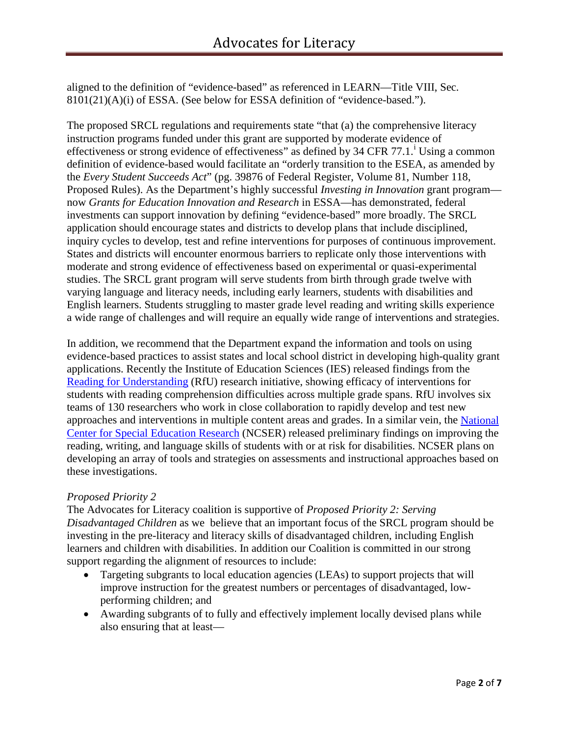aligned to the definition of "evidence-based" as referenced in LEARN—Title VIII, Sec. 8101(21)(A)(i) of ESSA. (See below for ESSA definition of "evidence-based.").

The proposed SRCL regulations and requirements state "that (a) the comprehensive literacy instruction programs funded under this grant are supported by moderate evidence of effectiveness or strong evidence of effectiveness" as defined by 34 CFR 77.1.[i] Using a common definition of evidence-based would facilitate an "orderly transition to the ESEA, as amended by the *Every Student Succeeds Act*" (pg. 39876 of Federal Register, Volume 81, Number 118, Proposed Rules). As the Department's highly successful *Investing in Innovation* grant program—now *Grants for Education Innovation and Research* in ESSA—has demonstrated, federal investments can support innovation by defining "evidence-based" more broadly. The SRCL application should encourage states and districts to develop plans that include disciplined, inquiry cycles to develop, test and refine interventions for purposes of continuous improvement. States and districts will encounter enormous barriers to replicate only those interventions with moderate and strong evidence of effectiveness based on experimental or quasi-experimental studies. The SRCL grant program will serve students from birth through grade twelve with varying language and literacy needs, including early learners, students with disabilities and English learners. Students struggling to master grade level reading and writing skills experience a wide range of challenges and will require an equally wide range of interventions and strategies.

In addition, we recommend that the Department expand the information and tools on using evidence-based practices to assist states and local school district in developing high-quality grant applications. Recently the Institute of Education Sciences (IES) released findings from the Reading for Understanding (RfU) research initiative, showing efficacy of interventions for students with reading comprehension difficulties across multiple grade spans. RfU involves six teams of 130 researchers who work in close collaboration to rapidly develop and test new approaches and interventions in multiple content areas and grades. In a similar vein, the National Center for Special Education Research (NCSER) released preliminary findings on improving the reading, writing, and language skills of students with or at risk for disabilities. NCSER plans on developing an array of tools and strategies on assessments and instructional approaches based on these investigations.

*Proposed Priority 2*

The Advocates for Literacy coalition is supportive of *Proposed Priority 2: Serving Disadvantaged Children* as we believe that an important focus of the SRCL program should be investing in the pre-literacy and literacy skills of disadvantaged children, including English learners and children with disabilities. In addition our Coalition is committed in our strong support regarding the alignment of resources to include:

- Targeting subgrants to local education agencies (LEAs) to support projects that will improve instruction for the greatest numbers or percentages of disadvantaged, low-performing children; and
- Awarding subgrants of to fully and effectively implement locally devised plans while also ensuring that at least—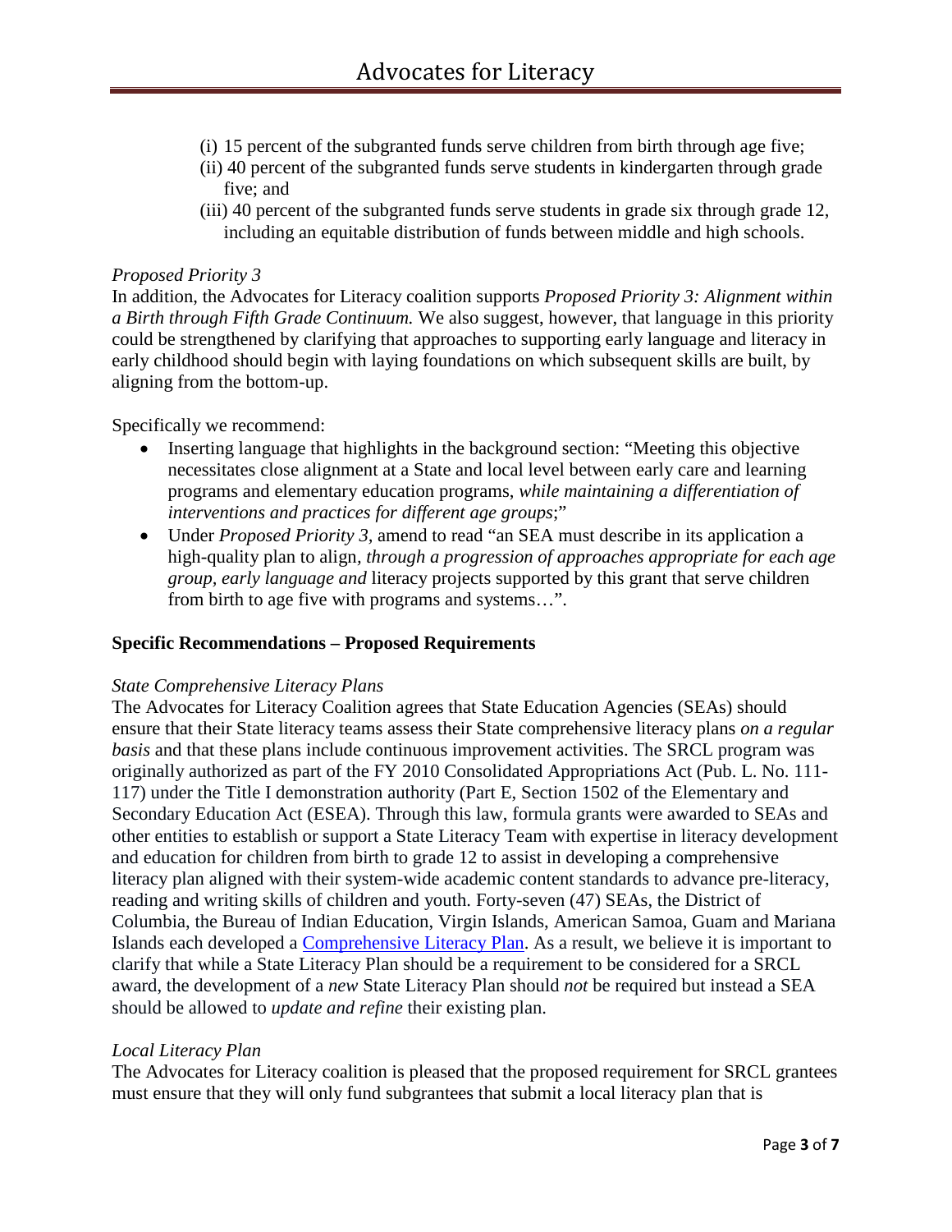(i) 15 percent of the subgranted funds serve children from birth through age five;
(ii) 40 percent of the subgranted funds serve students in kindergarten through grade five; and
(iii) 40 percent of the subgranted funds serve students in grade six through grade 12, including an equitable distribution of funds between middle and high schools.

*Proposed Priority 3*
In addition, the Advocates for Literacy coalition supports *Proposed Priority 3: Alignment within a Birth through Fifth Grade Continuum.* We also suggest, however, that language in this priority could be strengthened by clarifying that approaches to supporting early language and literacy in early childhood should begin with laying foundations on which subsequent skills are built, by aligning from the bottom-up.

Specifically we recommend:

- Inserting language that highlights in the background section: "Meeting this objective necessitates close alignment at a State and local level between early care and learning programs and elementary education programs, *while maintaining a differentiation of interventions and practices for different age groups*;"
- Under *Proposed Priority 3,* amend to read "an SEA must describe in its application a high-quality plan to align, *through a progression of approaches appropriate for each age group, early language and* literacy projects supported by this grant that serve children from birth to age five with programs and systems…".

**Specific Recommendations – Proposed Requirements**

*State Comprehensive Literacy Plans*
The Advocates for Literacy Coalition agrees that State Education Agencies (SEAs) should ensure that their State literacy teams assess their State comprehensive literacy plans *on a regular basis* and that these plans include continuous improvement activities. The SRCL program was originally authorized as part of the FY 2010 Consolidated Appropriations Act (Pub. L. No. 111-117) under the Title I demonstration authority (Part E, Section 1502 of the Elementary and Secondary Education Act (ESEA). Through this law, formula grants were awarded to SEAs and other entities to establish or support a State Literacy Team with expertise in literacy development and education for children from birth to grade 12 to assist in developing a comprehensive literacy plan aligned with their system-wide academic content standards to advance pre-literacy, reading and writing skills of children and youth. Forty-seven (47) SEAs, the District of Columbia, the Bureau of Indian Education, Virgin Islands, American Samoa, Guam and Mariana Islands each developed a Comprehensive Literacy Plan. As a result, we believe it is important to clarify that while a State Literacy Plan should be a requirement to be considered for a SRCL award, the development of a *new* State Literacy Plan should *not* be required but instead a SEA should be allowed to *update and refine* their existing plan.

*Local Literacy Plan*
The Advocates for Literacy coalition is pleased that the proposed requirement for SRCL grantees must ensure that they will only fund subgrantees that submit a local literacy plan that is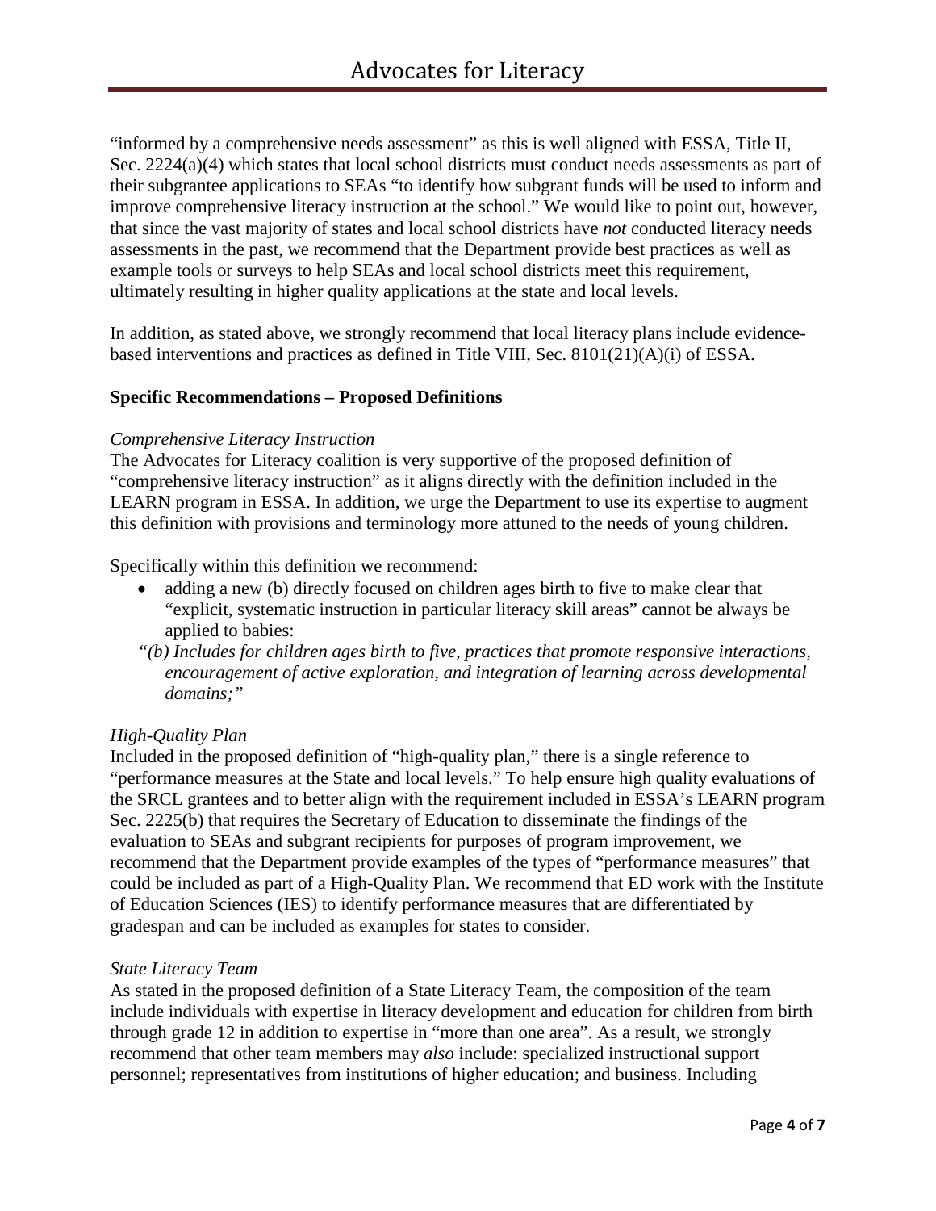"informed by a comprehensive needs assessment" as this is well aligned with ESSA, Title II, Sec. 2224(a)(4) which states that local school districts must conduct needs assessments as part of their subgrantee applications to SEAs "to identify how subgrant funds will be used to inform and improve comprehensive literacy instruction at the school." We would like to point out, however, that since the vast majority of states and local school districts have *not* conducted literacy needs assessments in the past, we recommend that the Department provide best practices as well as example tools or surveys to help SEAs and local school districts meet this requirement, ultimately resulting in higher quality applications at the state and local levels.

In addition, as stated above, we strongly recommend that local literacy plans include evidence-based interventions and practices as defined in Title VIII, Sec. 8101(21)(A)(i) of ESSA.

**Specific Recommendations – Proposed Definitions**

*Comprehensive Literacy Instruction*

The Advocates for Literacy coalition is very supportive of the proposed definition of "comprehensive literacy instruction" as it aligns directly with the definition included in the LEARN program in ESSA. In addition, we urge the Department to use its expertise to augment this definition with provisions and terminology more attuned to the needs of young children.

Specifically within this definition we recommend:

- adding a new (b) directly focused on children ages birth to five to make clear that "explicit, systematic instruction in particular literacy skill areas" cannot be always be applied to babies:

"*(b) Includes for children ages birth to five, practices that promote responsive interactions, encouragement of active exploration, and integration of learning across developmental domains;"*

*High-Quality Plan*

Included in the proposed definition of "high-quality plan," there is a single reference to "performance measures at the State and local levels." To help ensure high quality evaluations of the SRCL grantees and to better align with the requirement included in ESSA's LEARN program Sec. 2225(b) that requires the Secretary of Education to disseminate the findings of the evaluation to SEAs and subgrant recipients for purposes of program improvement, we recommend that the Department provide examples of the types of "performance measures" that could be included as part of a High-Quality Plan. We recommend that ED work with the Institute of Education Sciences (IES) to identify performance measures that are differentiated by gradespan and can be included as examples for states to consider.

*State Literacy Team*

As stated in the proposed definition of a State Literacy Team, the composition of the team include individuals with expertise in literacy development and education for children from birth through grade 12 in addition to expertise in "more than one area". As a result, we strongly recommend that other team members may *also* include: specialized instructional support personnel; representatives from institutions of higher education; and business. Including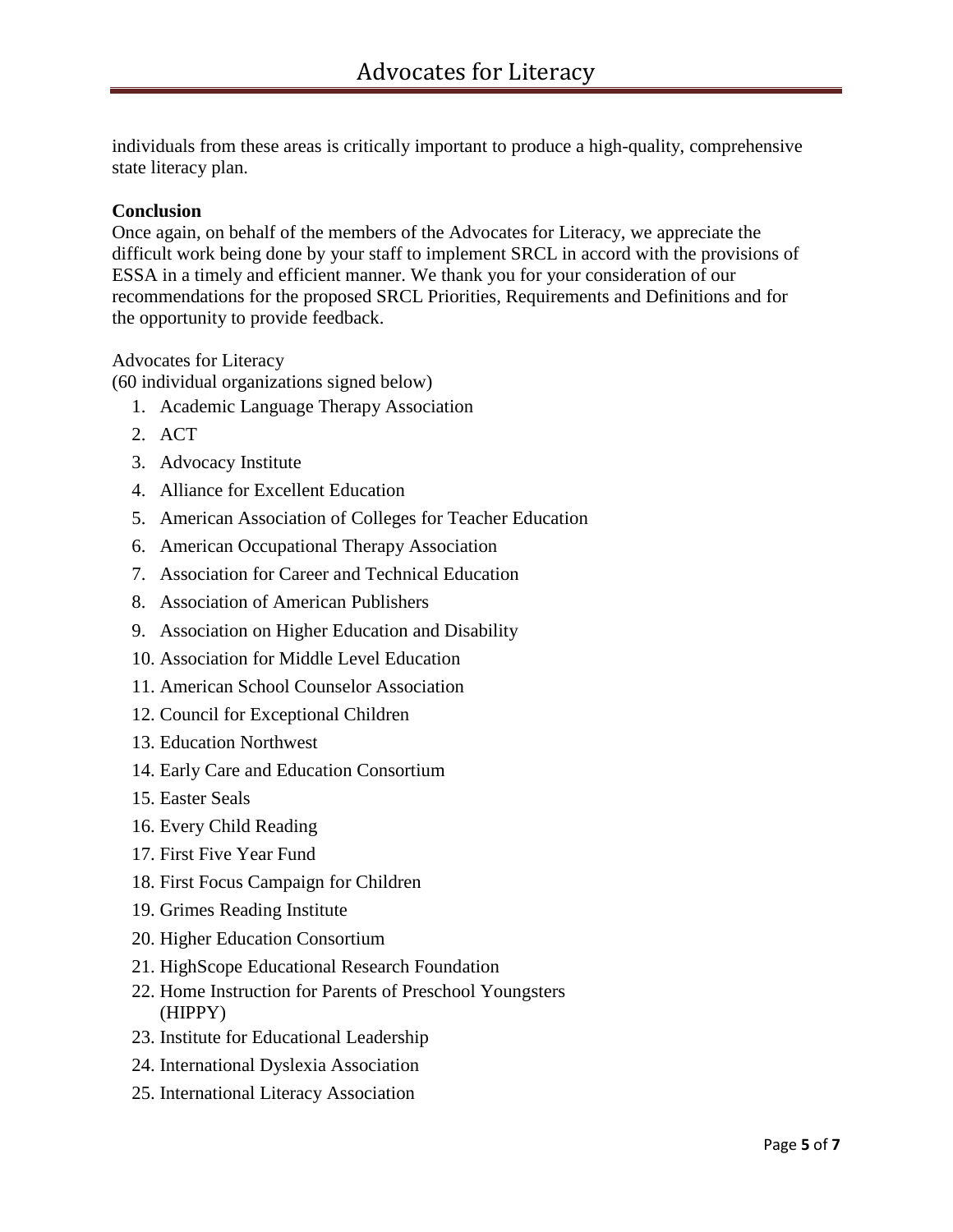individuals from these areas is critically important to produce a high-quality, comprehensive state literacy plan.

**Conclusion**

Once again, on behalf of the members of the Advocates for Literacy, we appreciate the difficult work being done by your staff to implement SRCL in accord with the provisions of ESSA in a timely and efficient manner. We thank you for your consideration of our recommendations for the proposed SRCL Priorities, Requirements and Definitions and for the opportunity to provide feedback.

Advocates for Literacy
(60 individual organizations signed below)

1. Academic Language Therapy Association
2. ACT
3. Advocacy Institute
4. Alliance for Excellent Education
5. American Association of Colleges for Teacher Education
6. American Occupational Therapy Association
7. Association for Career and Technical Education
8. Association of American Publishers
9. Association on Higher Education and Disability
10. Association for Middle Level Education
11. American School Counselor Association
12. Council for Exceptional Children
13. Education Northwest
14. Early Care and Education Consortium
15. Easter Seals
16. Every Child Reading
17. First Five Year Fund
18. First Focus Campaign for Children
19. Grimes Reading Institute
20. Higher Education Consortium
21. HighScope Educational Research Foundation
22. Home Instruction for Parents of Preschool Youngsters (HIPPY)
23. Institute for Educational Leadership
24. International Dyslexia Association
25. International Literacy Association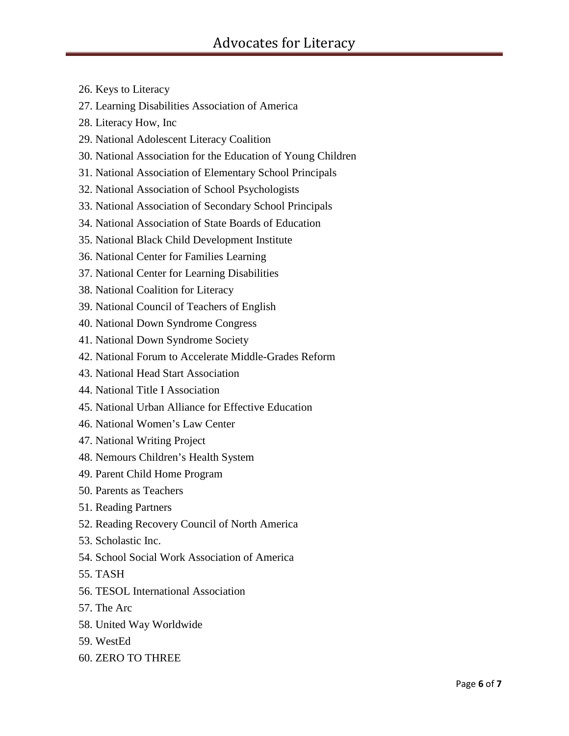26. Keys to Literacy
27. Learning Disabilities Association of America
28. Literacy How, Inc
29. National Adolescent Literacy Coalition
30. National Association for the Education of Young Children
31. National Association of Elementary School Principals
32. National Association of School Psychologists
33. National Association of Secondary School Principals
34. National Association of State Boards of Education
35. National Black Child Development Institute
36. National Center for Families Learning
37. National Center for Learning Disabilities
38. National Coalition for Literacy
39. National Council of Teachers of English
40. National Down Syndrome Congress
41. National Down Syndrome Society
42. National Forum to Accelerate Middle-Grades Reform
43. National Head Start Association
44. National Title I Association
45. National Urban Alliance for Effective Education
46. National Women's Law Center
47. National Writing Project
48. Nemours Children's Health System
49. Parent Child Home Program
50. Parents as Teachers
51. Reading Partners
52. Reading Recovery Council of North America
53. Scholastic Inc.
54. School Social Work Association of America
55. TASH
56. TESOL International Association
57. The Arc
58. United Way Worldwide
59. WestEd
60. ZERO TO THREE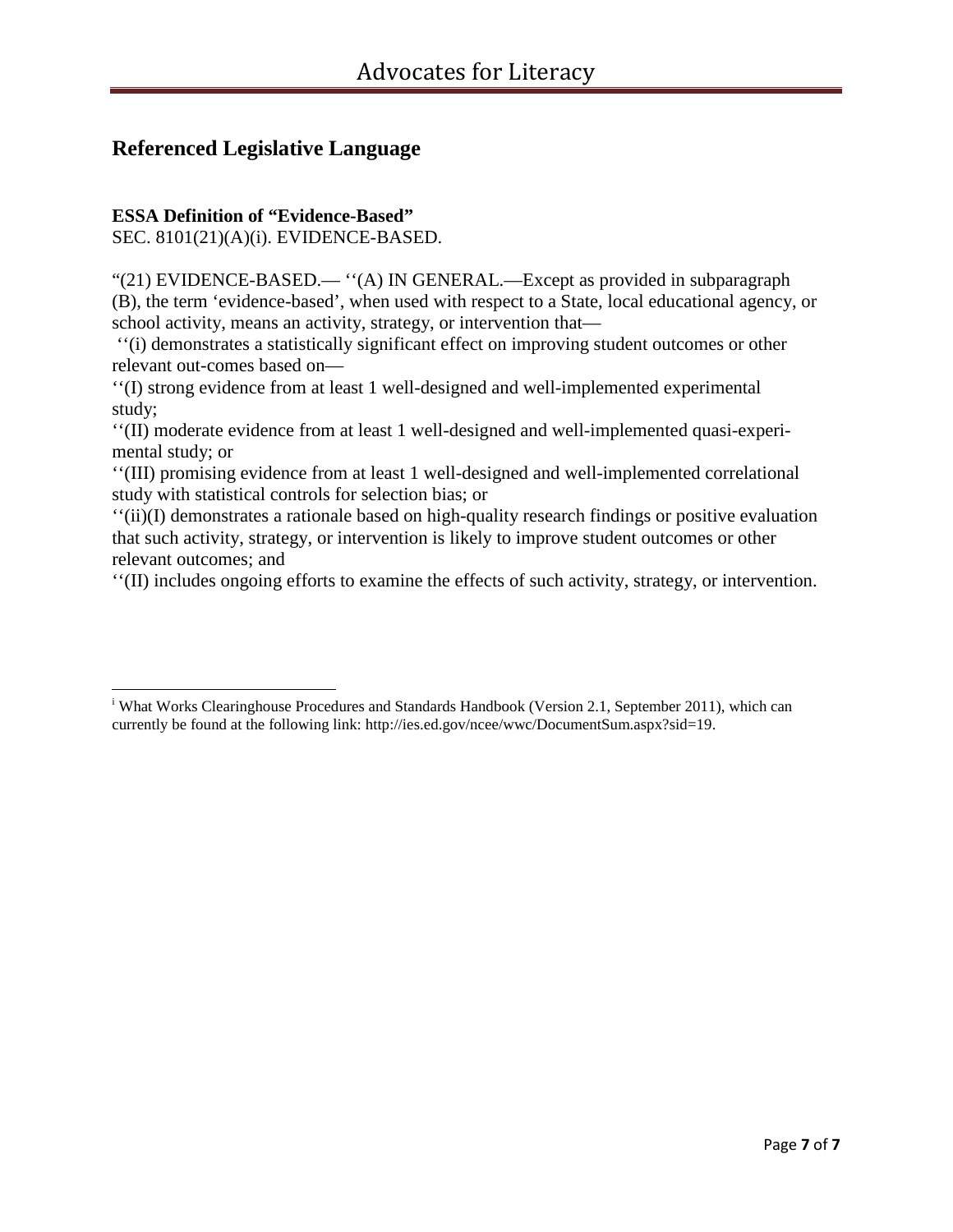## Referenced Legislative Language

**ESSA Definition of "Evidence-Based"**
SEC. 8101(21)(A)(i). EVIDENCE-BASED.

"(21) EVIDENCE-BASED.— ''(A) IN GENERAL.—Except as provided in subparagraph (B), the term 'evidence-based', when used with respect to a State, local educational agency, or school activity, means an activity, strategy, or intervention that—
''(i) demonstrates a statistically significant effect on improving student outcomes or other relevant out-comes based on—
''(I) strong evidence from at least 1 well-designed and well-implemented experimental study;
''(II) moderate evidence from at least 1 well-designed and well-implemented quasi-experi-mental study; or
''(III) promising evidence from at least 1 well-designed and well-implemented correlational study with statistical controls for selection bias; or
''(ii)(I) demonstrates a rationale based on high-quality research findings or positive evaluation that such activity, strategy, or intervention is likely to improve student outcomes or other relevant outcomes; and
''(II) includes ongoing efforts to examine the effects of such activity, strategy, or intervention.

---

[i] What Works Clearinghouse Procedures and Standards Handbook (Version 2.1, September 2011), which can currently be found at the following link: http://ies.ed.gov/ncee/wwc/DocumentSum.aspx?sid=19.